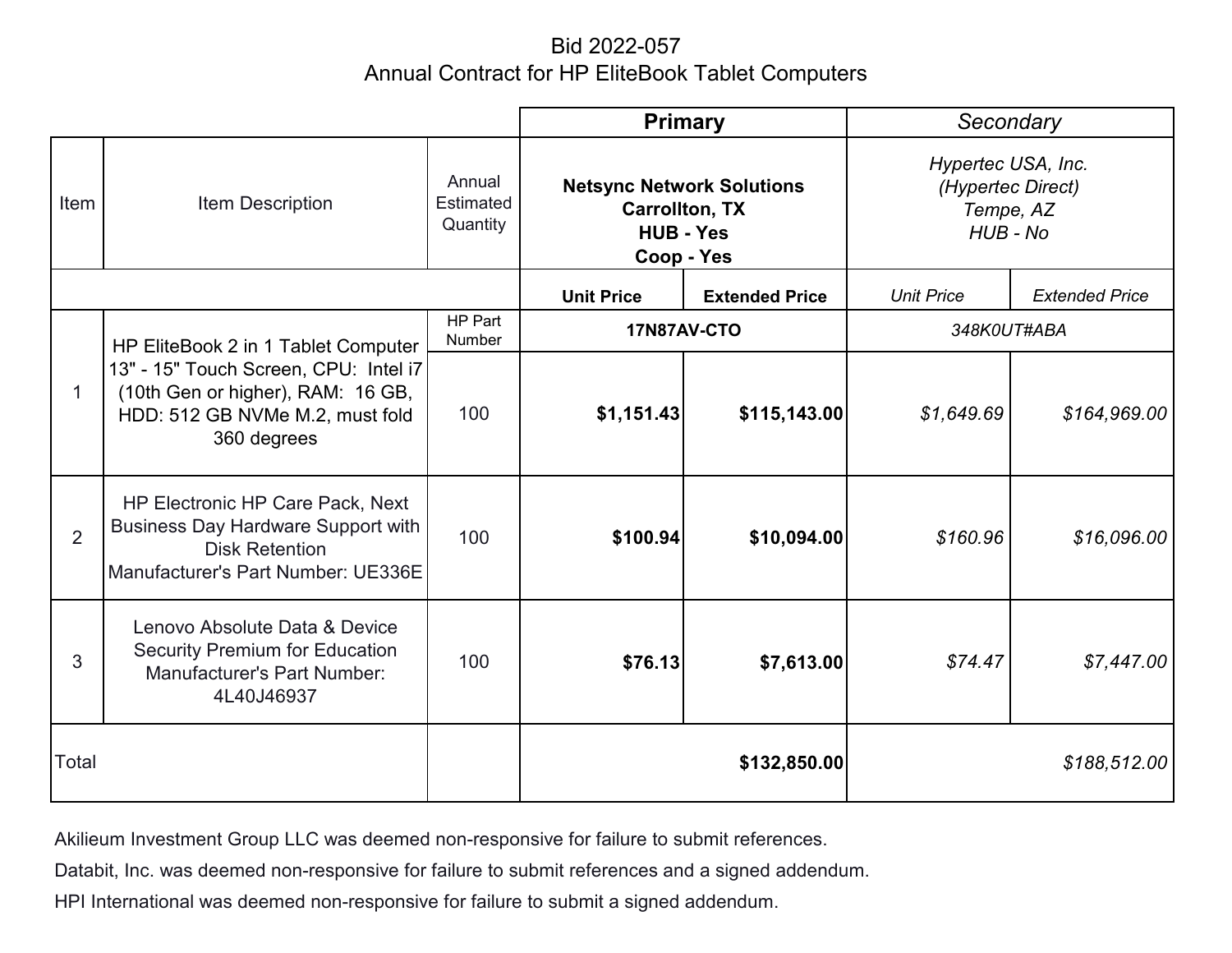# Bid 2022-057

## Annual Contract for HP EliteBook Tablet Computers

| Item | Item Description | Annual Estimated Quantity | **Primary** | | *Secondary* | |
|---|---|---|---|---|---|---|
| | | | **Netsync Network Solutions Carrollton, TX HUB - Yes Coop - Yes** | | *Hypertec USA, Inc. (Hypertec Direct) Tempe, AZ HUB - No* | |
| | | | **Unit Price** | **Extended Price** | *Unit Price* | *Extended Price* |
| 1 | HP EliteBook 2 in 1 Tablet Computer 13" - 15" Touch Screen, CPU: Intel i7 (10th Gen or higher), RAM: 16 GB, HDD: 512 GB NVMe M.2, must fold 360 degrees | HP Part Number | **17N87AV-CTO** | | *348K0UT#ABA* | |
| | | 100 | **$1,151.43** | **$115,143.00** | *$1,649.69* | *$164,969.00* |
| 2 | HP Electronic HP Care Pack, Next Business Day Hardware Support with Disk Retention Manufacturer's Part Number: UE336E | 100 | **$100.94** | **$10,094.00** | *$160.96* | *$16,096.00* |
| 3 | Lenovo Absolute Data & Device Security Premium for Education Manufacturer's Part Number: 4L40J46937 | 100 | **$76.13** | **$7,613.00** | *$74.47* | *$7,447.00* |
| Total | | | | **$132,850.00** | | *$188,512.00* |

Akilieum Investment Group LLC was deemed non-responsive for failure to submit references.

Databit, Inc. was deemed non-responsive for failure to submit references and a signed addendum.

HPI International was deemed non-responsive for failure to submit a signed addendum.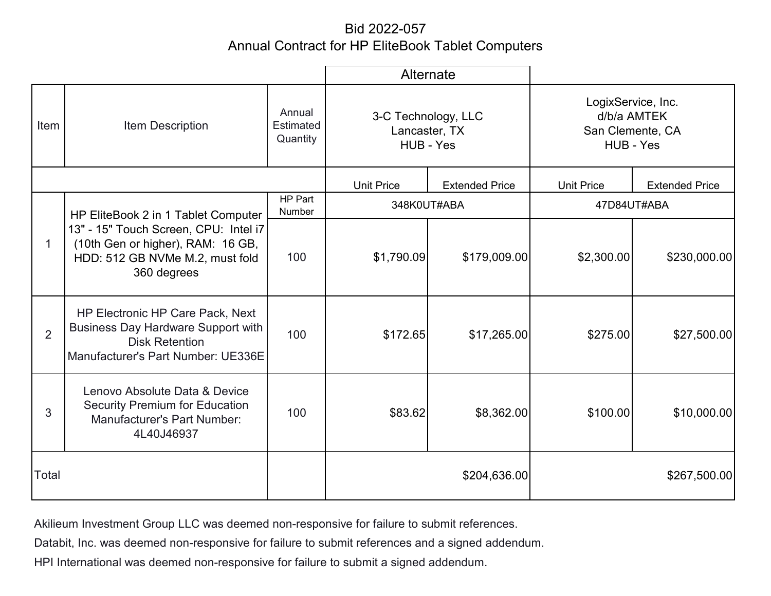Bid 2022-057

Annual Contract for HP EliteBook Tablet Computers

| | | | Alternate | | | |
|---|---|---|---|---|---|---|
| Item | Item Description | Annual Estimated Quantity | 3-C Technology, LLC<br>Lancaster, TX<br>HUB - Yes | | LogixService, Inc.<br>d/b/a AMTEK<br>San Clemente, CA<br>HUB - Yes | |
| | | | Unit Price | Extended Price | Unit Price | Extended Price |
| 1 | HP EliteBook 2 in 1 Tablet Computer 13" - 15" Touch Screen, CPU: Intel i7 (10th Gen or higher), RAM: 16 GB, HDD: 512 GB NVMe M.2, must fold 360 degrees | HP Part Number | 348K0UT#ABA | | 47D84UT#ABA | |
| | | 100 | $1,790.09 | $179,009.00 | $2,300.00 | $230,000.00 |
| 2 | HP Electronic HP Care Pack, Next Business Day Hardware Support with Disk Retention Manufacturer's Part Number: UE336E | 100 | $172.65 | $17,265.00 | $275.00 | $27,500.00 |
| 3 | Lenovo Absolute Data & Device Security Premium for Education Manufacturer's Part Number: 4L40J46937 | 100 | $83.62 | $8,362.00 | $100.00 | $10,000.00 |
| Total | | | | $204,636.00 | | $267,500.00 |

Akilieum Investment Group LLC was deemed non-responsive for failure to submit references.

Databit, Inc. was deemed non-responsive for failure to submit references and a signed addendum.

HPI International was deemed non-responsive for failure to submit a signed addendum.